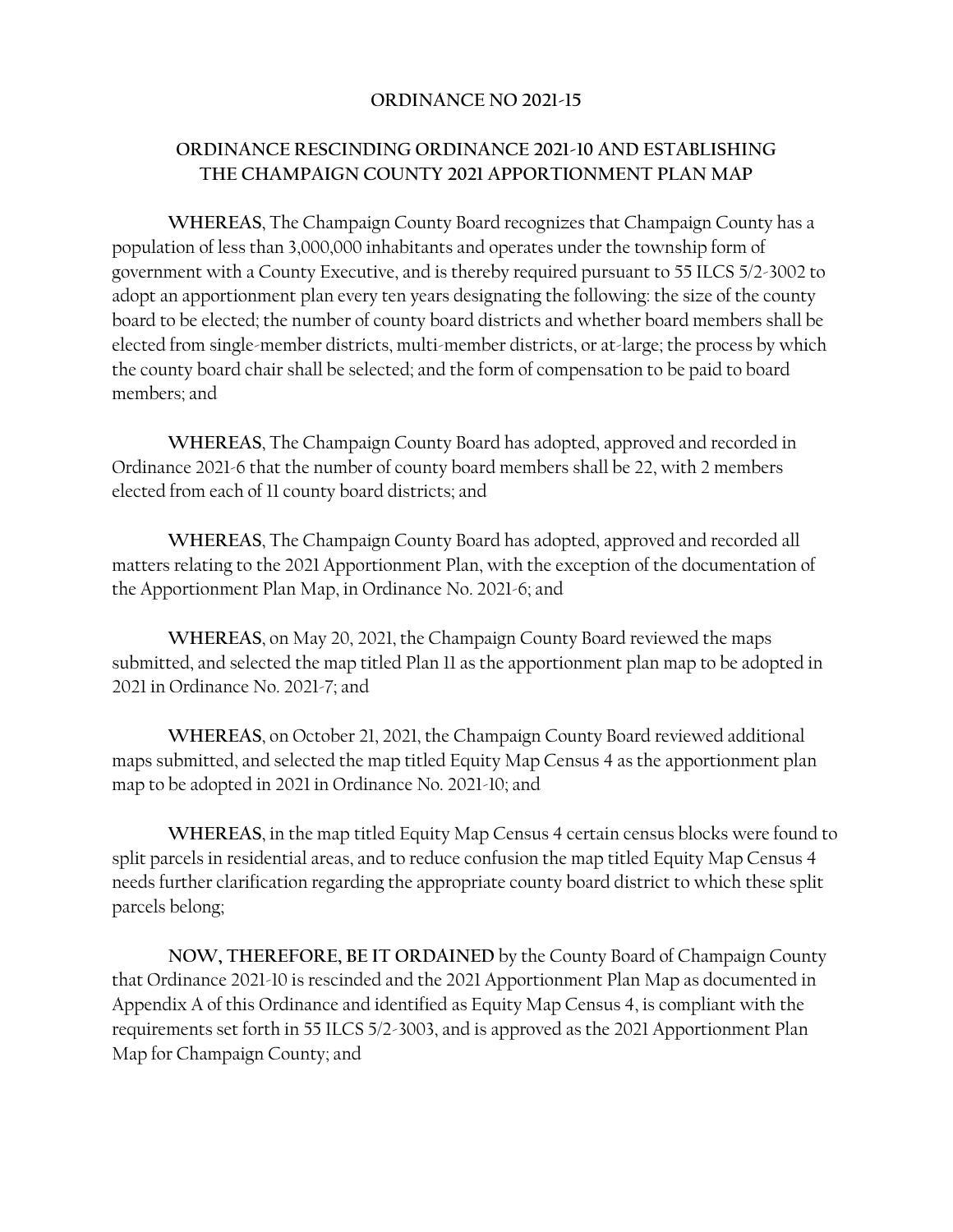**ORDINANCE NO 2021-15**

**ORDINANCE RESCINDING ORDINANCE 2021-10 AND ESTABLISHING THE CHAMPAIGN COUNTY 2021 APPORTIONMENT PLAN MAP**

**WHEREAS**, The Champaign County Board recognizes that Champaign County has a population of less than 3,000,000 inhabitants and operates under the township form of government with a County Executive, and is thereby required pursuant to 55 ILCS 5/2-3002 to adopt an apportionment plan every ten years designating the following: the size of the county board to be elected; the number of county board districts and whether board members shall be elected from single-member districts, multi-member districts, or at-large; the process by which the county board chair shall be selected; and the form of compensation to be paid to board members; and

**WHEREAS**, The Champaign County Board has adopted, approved and recorded in Ordinance 2021-6 that the number of county board members shall be 22, with 2 members elected from each of 11 county board districts; and

**WHEREAS**, The Champaign County Board has adopted, approved and recorded all matters relating to the 2021 Apportionment Plan, with the exception of the documentation of the Apportionment Plan Map, in Ordinance No. 2021-6; and

**WHEREAS**, on May 20, 2021, the Champaign County Board reviewed the maps submitted, and selected the map titled Plan 11 as the apportionment plan map to be adopted in 2021 in Ordinance No. 2021-7; and

**WHEREAS**, on October 21, 2021, the Champaign County Board reviewed additional maps submitted, and selected the map titled Equity Map Census 4 as the apportionment plan map to be adopted in 2021 in Ordinance No. 2021-10; and

**WHEREAS**, in the map titled Equity Map Census 4 certain census blocks were found to split parcels in residential areas, and to reduce confusion the map titled Equity Map Census 4 needs further clarification regarding the appropriate county board district to which these split parcels belong;

**NOW, THEREFORE, BE IT ORDAINED** by the County Board of Champaign County that Ordinance 2021-10 is rescinded and the 2021 Apportionment Plan Map as documented in Appendix A of this Ordinance and identified as Equity Map Census 4, is compliant with the requirements set forth in 55 ILCS 5/2-3003, and is approved as the 2021 Apportionment Plan Map for Champaign County; and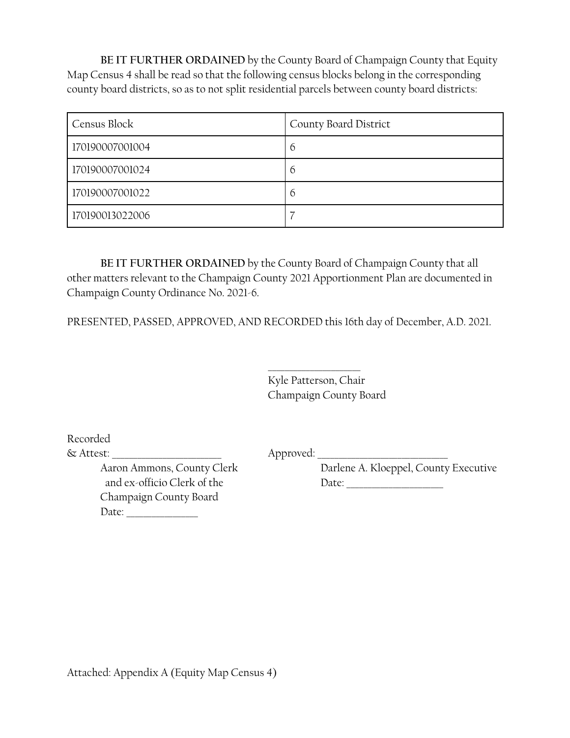**BE IT FURTHER ORDAINED** by the County Board of Champaign County that Equity Map Census 4 shall be read so that the following census blocks belong in the corresponding county board districts, so as to not split residential parcels between county board districts:

| Census Block | County Board District |
|---|---|
| 170190007001004 | 6 |
| 170190007001024 | 6 |
| 170190007001022 | 6 |
| 170190013022006 | 7 |

**BE IT FURTHER ORDAINED** by the County Board of Champaign County that all other matters relevant to the Champaign County 2021 Apportionment Plan are documented in Champaign County Ordinance No. 2021-6.

PRESENTED, PASSED, APPROVED, AND RECORDED this 16th day of December, A.D. 2021.

_________________
Kyle Patterson, Chair
Champaign County Board

Recorded
& Attest: ____________________
Aaron Ammons, County Clerk
and ex-officio Clerk of the
Champaign County Board
Date: _____________

Approved: ________________________
Darlene A. Kloeppel, County Executive
Date: __________________

Attached: Appendix A (Equity Map Census 4)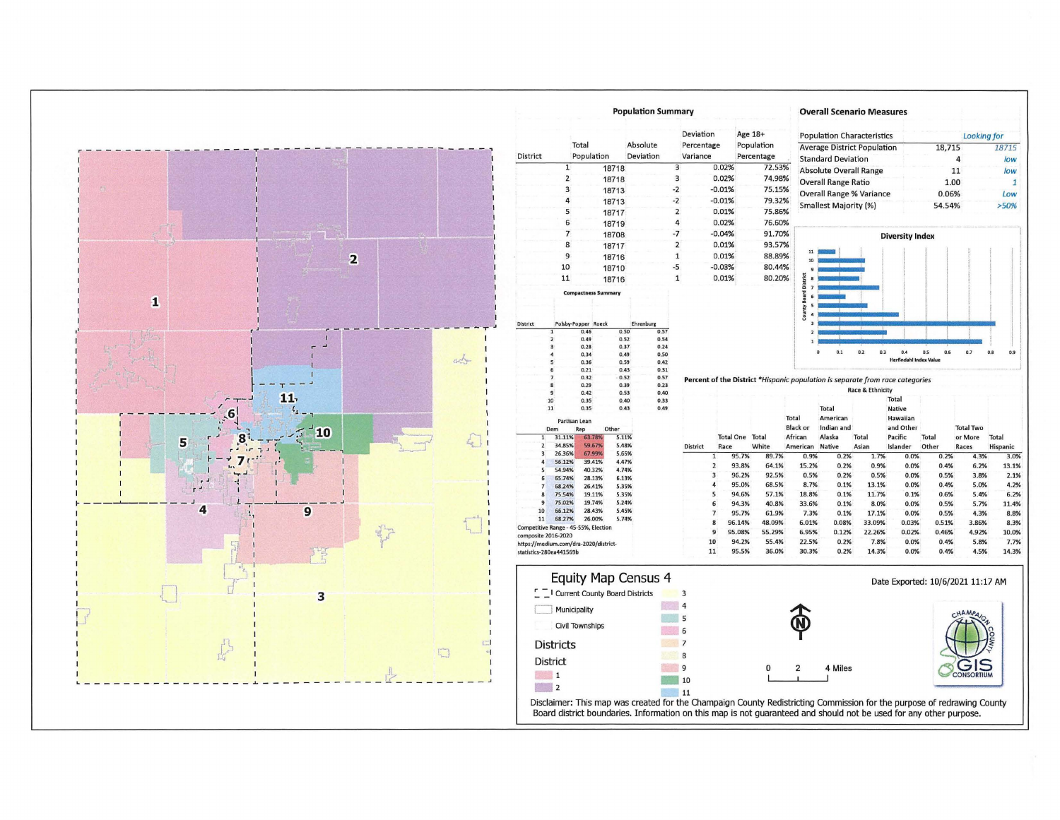# Equity Map Census 4

## Population Summary

| District | Total Population | Absolute Deviation | Deviation Percentage Variance | Age 18+ Population Percentage |
|---|---|---|---|---|
| 1 | 18718 | 3 | 0.02% | 72.53% |
| 2 | 18718 | 3 | 0.02% | 74.98% |
| 3 | 18713 | -2 | -0.01% | 75.15% |
| 4 | 18713 | -2 | -0.01% | 79.32% |
| 5 | 18717 | 2 | 0.01% | 75.86% |
| 6 | 18719 | 4 | 0.02% | 76.60% |
| 7 | 18708 | -7 | -0.04% | 91.70% |
| 8 | 18717 | 2 | 0.01% | 93.57% |
| 9 | 18716 | 1 | 0.01% | 88.89% |
| 10 | 18710 | -5 | -0.03% | 80.44% |
| 11 | 18716 | 1 | 0.01% | 80.20% |

## Overall Scenario Measures

| Population Characteristics | | Looking for |
|---|---|---|
| Average District Population | 18,715 | 18715 |
| Standard Deviation | 4 | low |
| Absolute Overall Range | 11 | low |
| Overall Range Ratio | 1.00 | 1 |
| Overall Range % Variance | 0.06% | Low |
| Smallest Majority (%) | 54.54% | >50% |

### Compactness Summary

| District | Polsby-Popper | Roeck | Ehrenburg |
|---|---|---|---|
| 1 | 0.46 | 0.50 | 0.57 |
| 2 | 0.49 | 0.52 | 0.54 |
| 3 | 0.28 | 0.37 | 0.24 |
| 4 | 0.34 | 0.49 | 0.50 |
| 5 | 0.36 | 0.59 | 0.42 |
| 6 | 0.21 | 0.43 | 0.31 |
| 7 | 0.32 | 0.52 | 0.57 |
| 8 | 0.29 | 0.39 | 0.23 |
| 9 | 0.42 | 0.53 | 0.40 |
| 10 | 0.35 | 0.40 | 0.33 |
| 11 | 0.35 | 0.43 | 0.49 |

### Partisan Lean

| | Dem | Rep | Other |
|---|---|---|---|
| 1 | 31.11% | 63.78% | 5.11% |
| 2 | 34.85% | 59.67% | 5.48% |
| 3 | 26.36% | 67.99% | 5.65% |
| 4 | 56.12% | 39.41% | 4.47% |
| 5 | 54.94% | 40.32% | 4.74% |
| 6 | 65.74% | 28.13% | 6.13% |
| 7 | 68.24% | 26.41% | 5.35% |
| 8 | 75.54% | 19.11% | 5.35% |
| 9 | 75.02% | 19.74% | 5.24% |
| 10 | 66.12% | 28.43% | 5.45% |
| 11 | 68.27% | 26.00% | 5.74% |

Competitive Range - 45-55%, Election composite 2016-2020
https://medium.com/dra-2020/district-statistics-280ea441569b

### Diversity Index

County Board District
0 0.1 0.2 0.3 0.4 0.5 0.6 0.7 0.8 0.9
Herfindahl Index Value

### Percent of the District *Hispanic population is separate from race categories*

| | Race & Ethnicity | | | | | | | | | |
|---|---|---|---|---|---|---|---|---|---|---|
| District | Total One Race | Total White | Total Black or African American | Total American Indian and Alaska Native | Total Asian | Total Native Hawaiian and Other Pacific Islander | Total Other | Total Two or More Races | Total Hispanic |
| 1 | 95.7% | 89.7% | 0.9% | 0.2% | 1.7% | 0.0% | 0.2% | 4.3% | 3.0% |
| 2 | 93.8% | 64.1% | 15.2% | 0.2% | 0.9% | 0.0% | 0.4% | 6.2% | 13.1% |
| 3 | 96.2% | 92.5% | 0.5% | 0.2% | 0.5% | 0.0% | 0.5% | 3.8% | 2.1% |
| 4 | 95.0% | 68.5% | 8.7% | 0.1% | 13.1% | 0.0% | 0.4% | 5.0% | 4.2% |
| 5 | 94.6% | 57.1% | 18.8% | 0.1% | 11.7% | 0.1% | 0.6% | 5.4% | 6.2% |
| 6 | 94.3% | 40.8% | 33.6% | 0.1% | 8.0% | 0.0% | 0.5% | 5.7% | 11.4% |
| 7 | 95.7% | 61.9% | 7.3% | 0.1% | 17.1% | 0.0% | 0.5% | 4.3% | 8.8% |
| 8 | 96.14% | 48.09% | 6.01% | 0.08% | 33.09% | 0.03% | 0.51% | 3.86% | 8.3% |
| 9 | 95.08% | 55.29% | 6.95% | 0.12% | 22.26% | 0.02% | 0.46% | 4.92% | 10.0% |
| 10 | 94.2% | 55.4% | 22.5% | 0.2% | 7.8% | 0.0% | 0.4% | 5.8% | 7.7% |
| 11 | 95.5% | 36.0% | 30.3% | 0.2% | 14.3% | 0.0% | 0.4% | 4.5% | 14.3% |

## Equity Map Census 4

Current County Board Districts
Municipality
Civil Townships

Districts

District: 1, 2, 3, 4, 5, 6, 7, 8, 9, 10, 11

Date Exported: 10/6/2021 11:17 AM

0 2 4 Miles

CHAMPAIGN COUNTY GIS CONSORTIUM

Disclaimer: This map was created for the Champaign County Redistricting Commission for the purpose of redrawing County Board district boundaries. Information on this map is not guaranteed and should not be used for any other purpose.